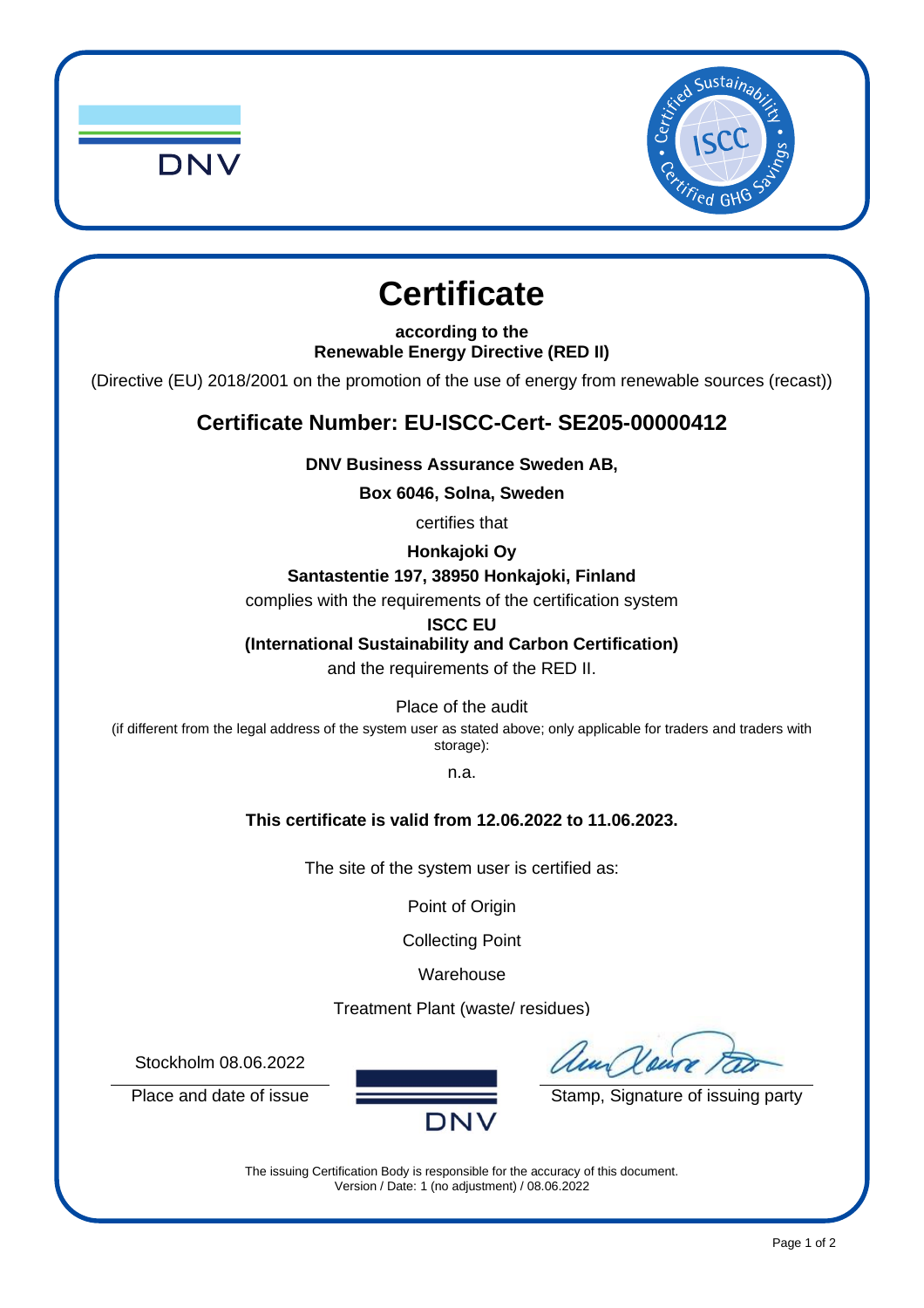# Certificate

**according to the**
**Renewable Energy Directive (RED II)**

(Directive (EU) 2018/2001 on the promotion of the use of energy from renewable sources (recast))

## Certificate Number: EU-ISCC-Cert- SE205-00000412

**DNV Business Assurance Sweden AB,**

**Box 6046, Solna, Sweden**

certifies that

**Honkajoki Oy**

**Santastentie 197, 38950 Honkajoki, Finland**

complies with the requirements of the certification system

**ISCC EU**
**(International Sustainability and Carbon Certification)**

and the requirements of the RED II.

Place of the audit

(if different from the legal address of the system user as stated above; only applicable for traders and traders with storage):

n.a.

**This certificate is valid from 12.06.2022 to 11.06.2023.**

The site of the system user is certified as:

Point of Origin

Collecting Point

Warehouse

Treatment Plant (waste/ residues)

Stockholm 08.06.2022

Place and date of issue

Stamp, Signature of issuing party

The issuing Certification Body is responsible for the accuracy of this document.
Version / Date: 1 (no adjustment) / 08.06.2022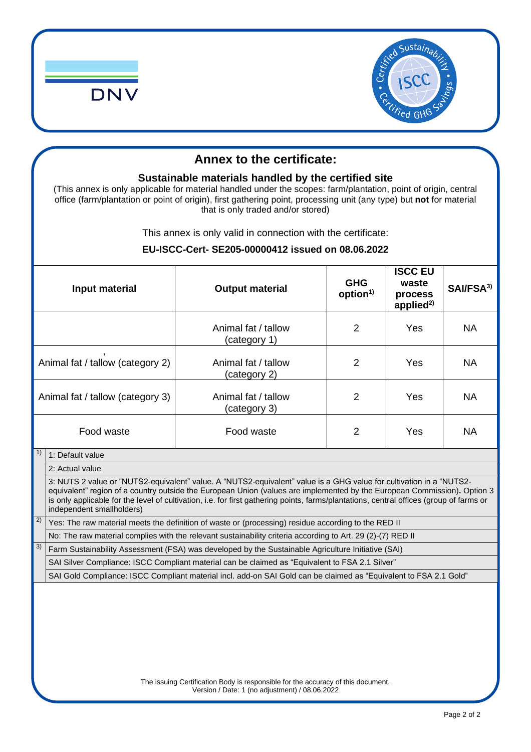# Annex to the certificate:

## Sustainable materials handled by the certified site

(This annex is only applicable for material handled under the scopes: farm/plantation, point of origin, central office (farm/plantation or point of origin), first gathering point, processing unit (any type) but **not** for material that is only traded and/or stored)

This annex is only valid in connection with the certificate:

**EU-ISCC-Cert- SE205-00000412 issued on 08.06.2022**

| Input material | Output material | GHG option[1] | ISCC EU waste process applied[2] | SAI/FSA[3] |
|---|---|---|---|---|
| | Animal fat / tallow (category 1) | 2 | Yes | NA |
| Animal fat / tallow (category 2) | Animal fat / tallow (category 2) | 2 | Yes | NA |
| Animal fat / tallow (category 3) | Animal fat / tallow (category 3) | 2 | Yes | NA |
| Food waste | Food waste | 2 | Yes | NA |

1) 1: Default value
2: Actual value
3: NUTS 2 value or "NUTS2-equivalent" value. A "NUTS2-equivalent" value is a GHG value for cultivation in a "NUTS2-equivalent" region of a country outside the European Union (values are implemented by the European Commission)**.** Option 3 is only applicable for the level of cultivation, i.e. for first gathering points, farms/plantations, central offices (group of farms or independent smallholders)

2) Yes: The raw material meets the definition of waste or (processing) residue according to the RED II
No: The raw material complies with the relevant sustainability criteria according to Art. 29 (2)-(7) RED II

3) Farm Sustainability Assessment (FSA) was developed by the Sustainable Agriculture Initiative (SAI)
SAI Silver Compliance: ISCC Compliant material can be claimed as "Equivalent to FSA 2.1 Silver"
SAI Gold Compliance: ISCC Compliant material incl. add-on SAI Gold can be claimed as "Equivalent to FSA 2.1 Gold"

The issuing Certification Body is responsible for the accuracy of this document.
Version / Date: 1 (no adjustment) / 08.06.2022